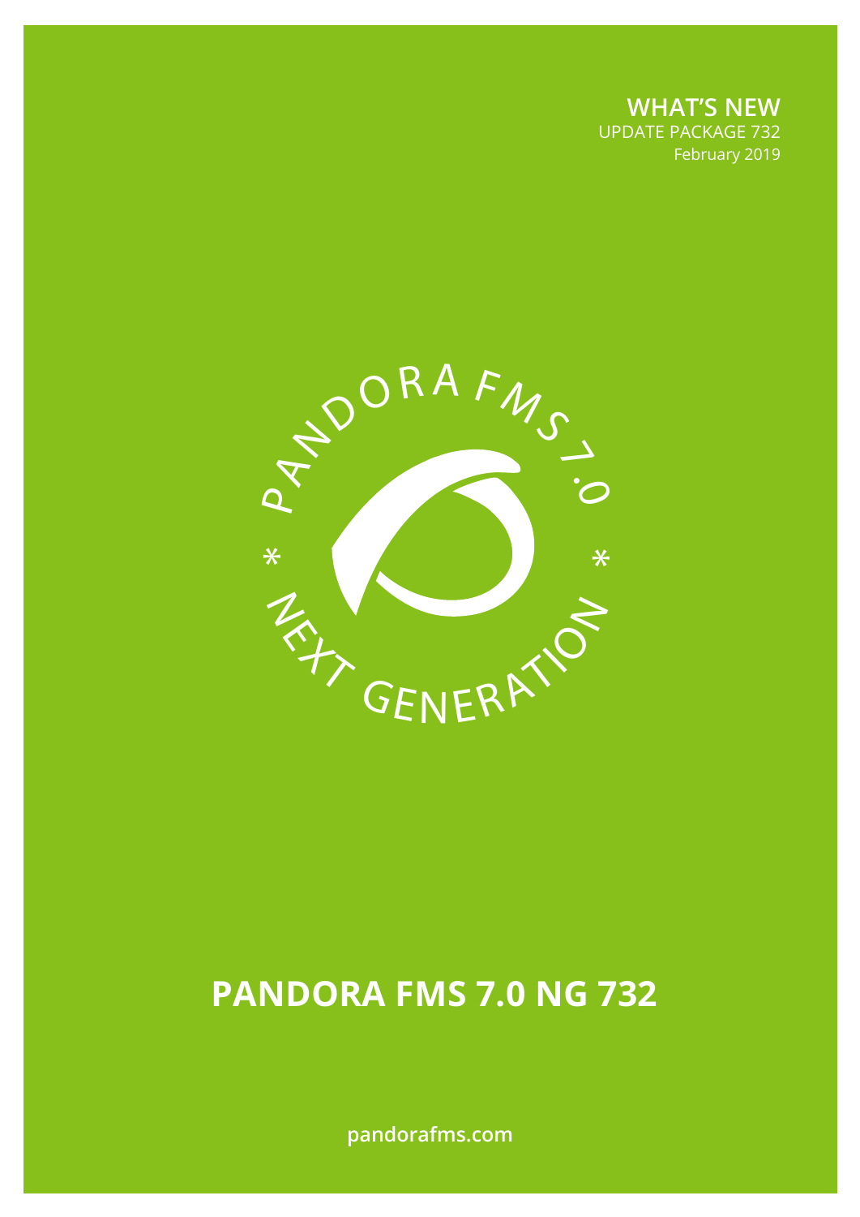**WHAT'S NEW**
UPDATE PACKAGE 732
February 2019

PANDORA FMS 7.0 * NEXT GENERATION *

# PANDORA FMS 7.0 NG 732

pandorafms.com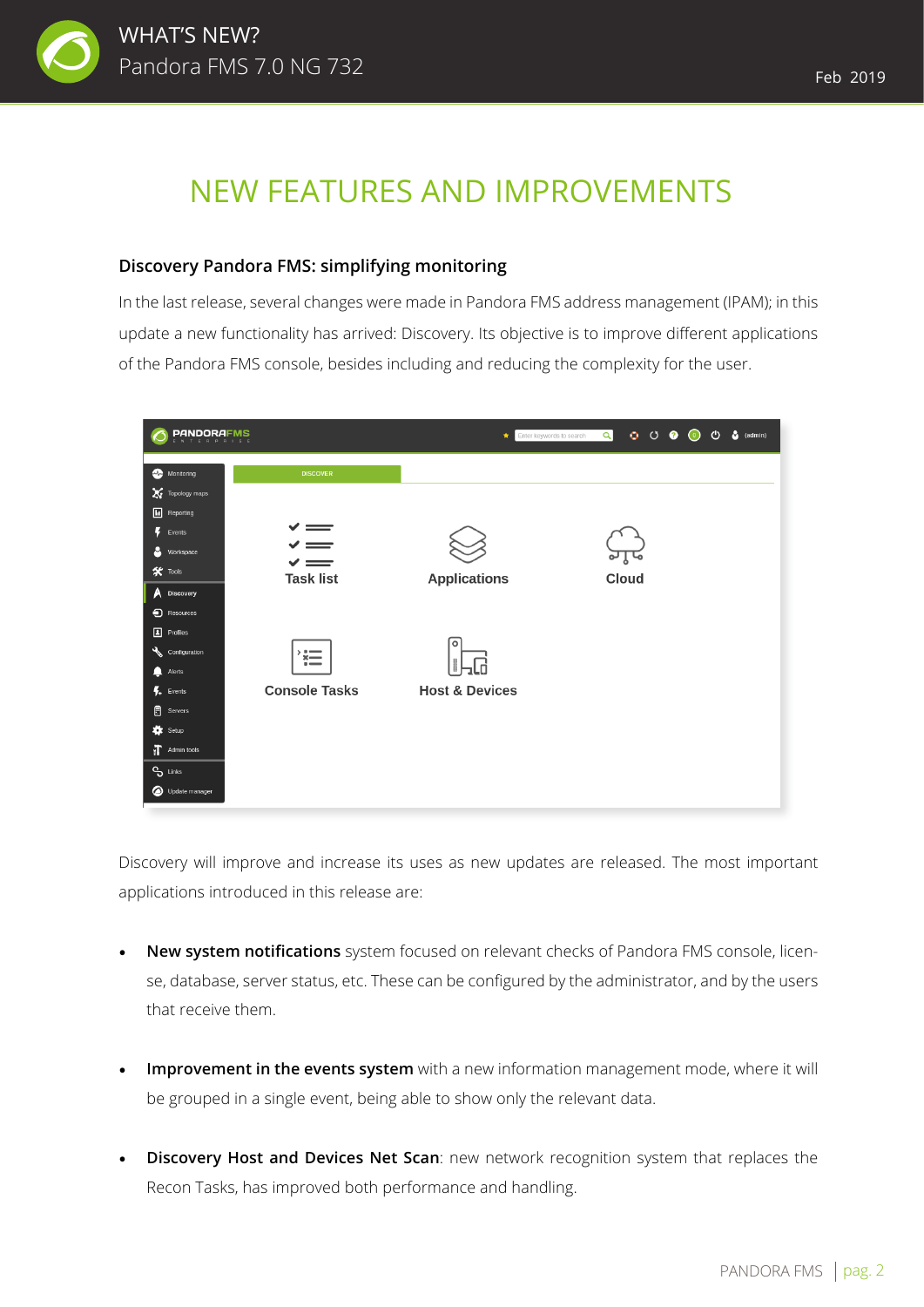# NEW FEATURES AND IMPROVEMENTS

### Discovery Pandora FMS: simplifying monitoring

In the last release, several changes were made in Pandora FMS address management (IPAM); in this update a new functionality has arrived: Discovery. Its objective is to improve different applications of the Pandora FMS console, besides including and reducing the complexity for the user.

Discovery will improve and increase its uses as new updates are released. The most important applications introduced in this release are:

- **New system notifications** system focused on relevant checks of Pandora FMS console, license, database, server status, etc. These can be configured by the administrator, and by the users that receive them.

- **Improvement in the events system** with a new information management mode, where it will be grouped in a single event, being able to show only the relevant data.

- **Discovery Host and Devices Net Scan**: new network recognition system that replaces the Recon Tasks, has improved both performance and handling.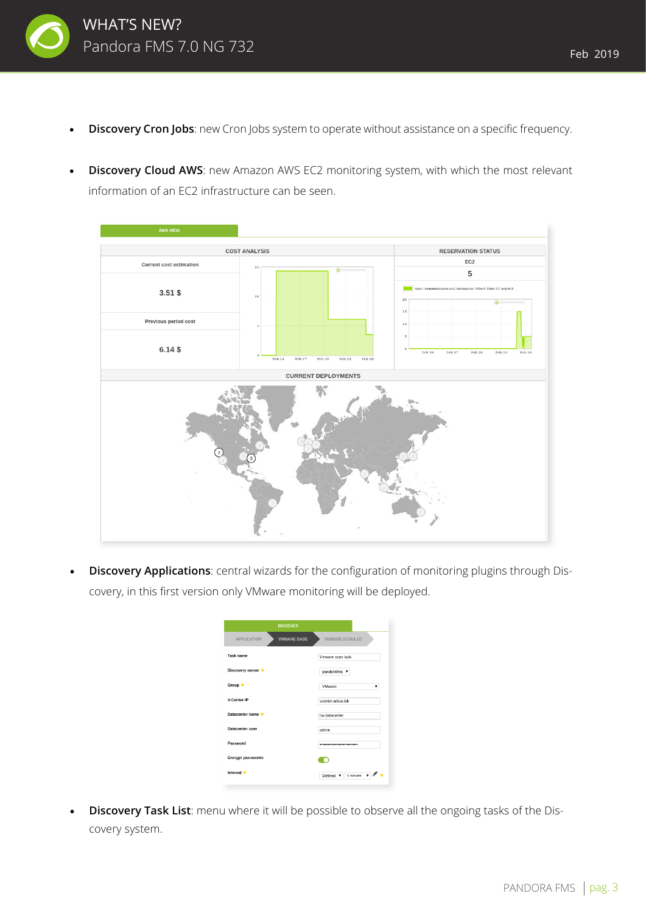- **Discovery Cron Jobs**: new Cron Jobs system to operate without assistance on a specific frequency.

- **Discovery Cloud AWS**: new Amazon AWS EC2 monitoring system, with which the most relevant information of an EC2 infrastructure can be seen.

- **Discovery Applications**: central wizards for the configuration of monitoring plugins through Discovery, in this first version only VMware monitoring will be deployed.

- **Discovery Task List**: menu where it will be possible to observe all the ongoing tasks of the Discovery system.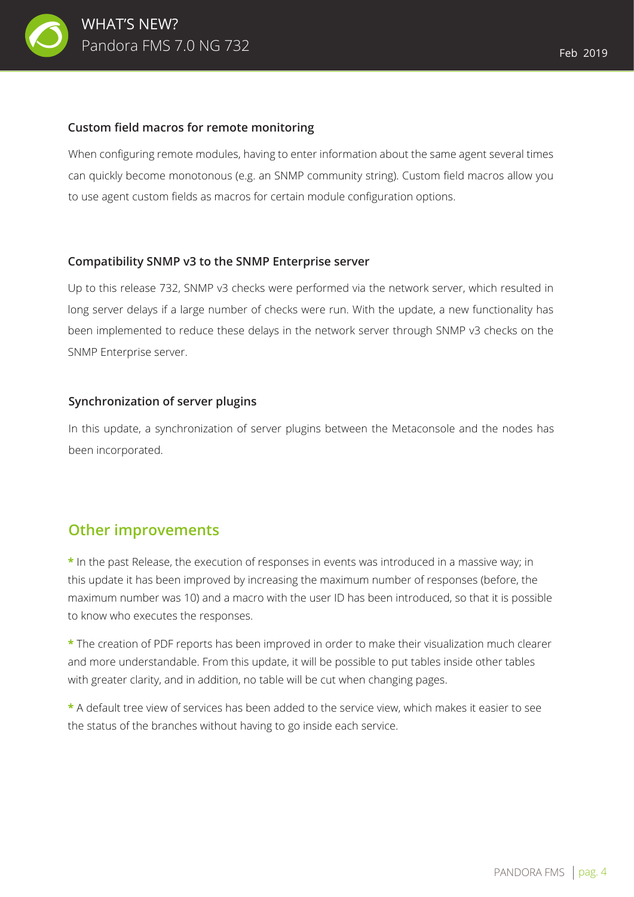### Custom field macros for remote monitoring

When configuring remote modules, having to enter information about the same agent several times can quickly become monotonous (e.g. an SNMP community string). Custom field macros allow you to use agent custom fields as macros for certain module configuration options.

### Compatibility SNMP v3 to the SNMP Enterprise server

Up to this release 732, SNMP v3 checks were performed via the network server, which resulted in long server delays if a large number of checks were run. With the update, a new functionality has been implemented to reduce these delays in the network server through SNMP v3 checks on the SNMP Enterprise server.

### Synchronization of server plugins

In this update, a synchronization of server plugins between the Metaconsole and the nodes has been incorporated.

## Other improvements

* In the past Release, the execution of responses in events was introduced in a massive way; in this update it has been improved by increasing the maximum number of responses (before, the maximum number was 10) and a macro with the user ID has been introduced, so that it is possible to know who executes the responses.

* The creation of PDF reports has been improved in order to make their visualization much clearer and more understandable. From this update, it will be possible to put tables inside other tables with greater clarity, and in addition, no table will be cut when changing pages.

* A default tree view of services has been added to the service view, which makes it easier to see the status of the branches without having to go inside each service.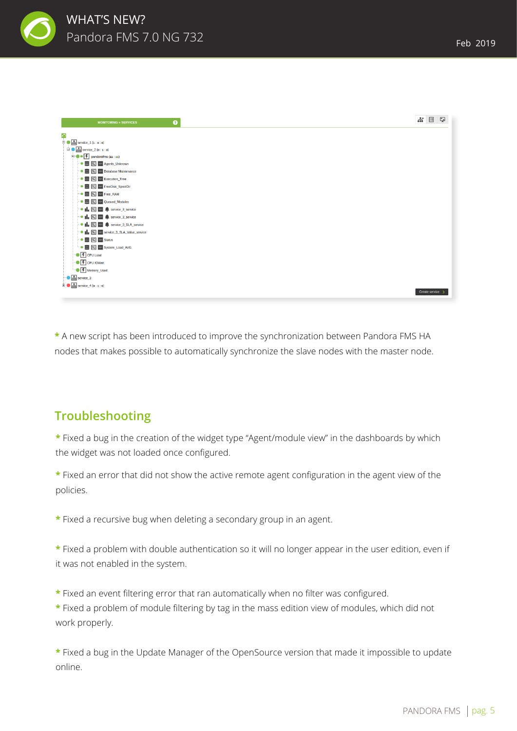* A new script has been introduced to improve the synchronization between Pandora FMS HA nodes that makes possible to automatically synchronize the slave nodes with the master node.

## Troubleshooting

* Fixed a bug in the creation of the widget type “Agent/module view” in the dashboards by which the widget was not loaded once configured.

* Fixed an error that did not show the active remote agent configuration in the agent view of the policies.

* Fixed a recursive bug when deleting a secondary group in an agent.

* Fixed a problem with double authentication so it will no longer appear in the user edition, even if it was not enabled in the system.

* Fixed an event filtering error that ran automatically when no filter was configured.

* Fixed a problem of module filtering by tag in the mass edition view of modules, which did not work properly.

* Fixed a bug in the Update Manager of the OpenSource version that made it impossible to update online.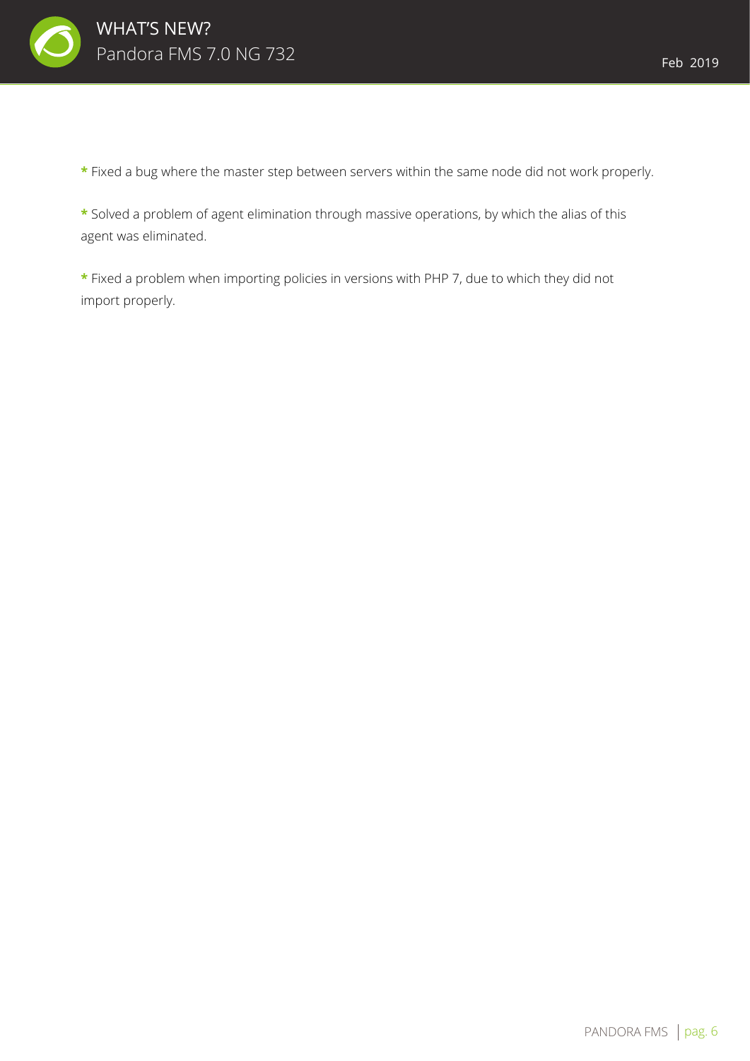* Fixed a bug where the master step between servers within the same node did not work properly.

* Solved a problem of agent elimination through massive operations, by which the alias of this agent was eliminated.

* Fixed a problem when importing policies in versions with PHP 7, due to which they did not import properly.